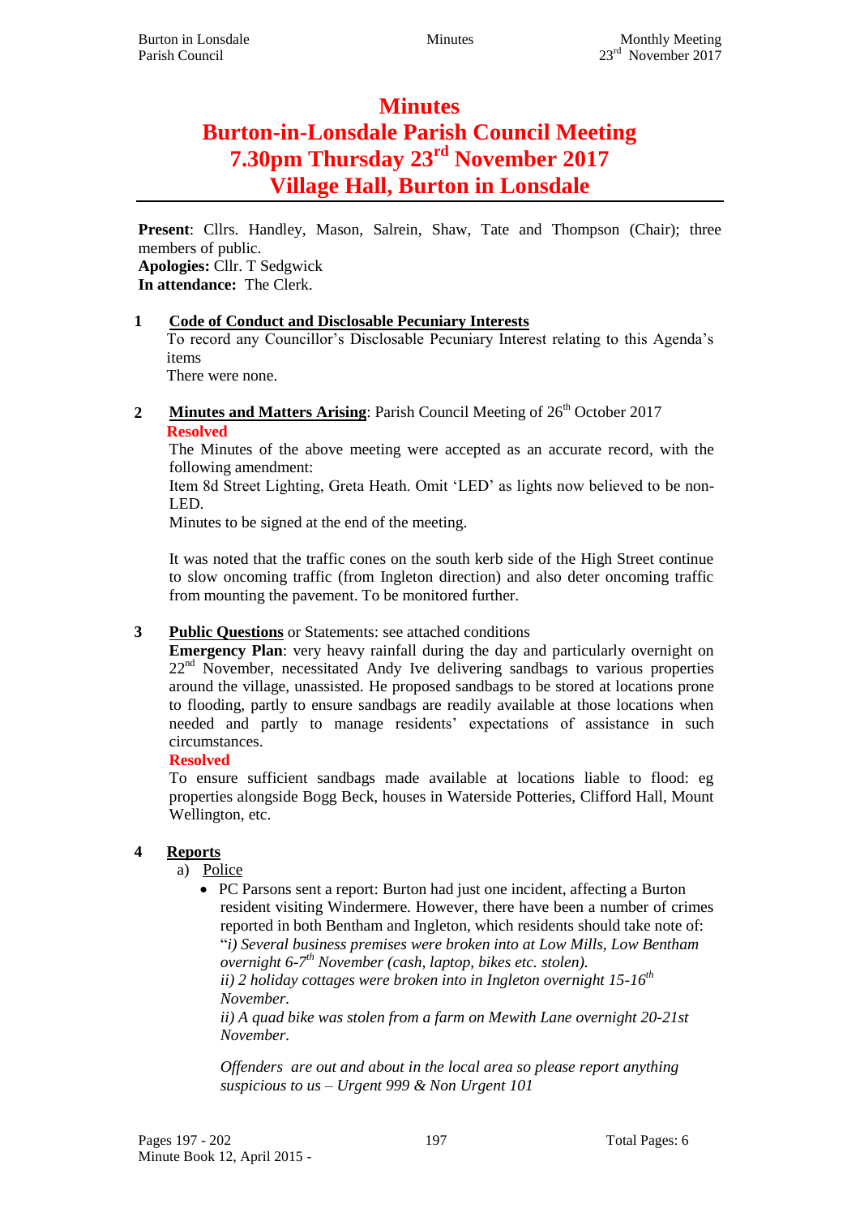# Minutes

# Burton-in-Lonsdale Parish Council Meeting

# 7.30pm Thursday 23rd November 2017

# Village Hall, Burton in Lonsdale

**Present**: Cllrs. Handley, Mason, Salrein, Shaw, Tate and Thompson (Chair); three members of public.
**Apologies:** Cllr. T Sedgwick
**In attendance:** The Clerk.

**1 Code of Conduct and Disclosable Pecuniary Interests**

To record any Councillor's Disclosable Pecuniary Interest relating to this Agenda's items

There were none.

**2 Minutes and Matters Arising**: Parish Council Meeting of 26th October 2017

**Resolved**

The Minutes of the above meeting were accepted as an accurate record, with the following amendment:

Item 8d Street Lighting, Greta Heath. Omit 'LED' as lights now believed to be non-LED.

Minutes to be signed at the end of the meeting.

It was noted that the traffic cones on the south kerb side of the High Street continue to slow oncoming traffic (from Ingleton direction) and also deter oncoming traffic from mounting the pavement. To be monitored further.

**3 Public Questions** or Statements: see attached conditions

**Emergency Plan**: very heavy rainfall during the day and particularly overnight on 22nd November, necessitated Andy Ive delivering sandbags to various properties around the village, unassisted. He proposed sandbags to be stored at locations prone to flooding, partly to ensure sandbags are readily available at those locations when needed and partly to manage residents' expectations of assistance in such circumstances.

**Resolved**

To ensure sufficient sandbags made available at locations liable to flood: eg properties alongside Bogg Beck, houses in Waterside Potteries, Clifford Hall, Mount Wellington, etc.

**4 Reports**

a) Police

- PC Parsons sent a report: Burton had just one incident, affecting a Burton resident visiting Windermere. However, there have been a number of crimes reported in both Bentham and Ingleton, which residents should take note of:

  "*i) Several business premises were broken into at Low Mills, Low Bentham overnight 6-7th November (cash, laptop, bikes etc. stolen).*

  *ii) 2 holiday cottages were broken into in Ingleton overnight 15-16th November.*

  *ii) A quad bike was stolen from a farm on Mewith Lane overnight 20-21st November.*

  *Offenders are out and about in the local area so please report anything suspicious to us – Urgent 999 & Non Urgent 101*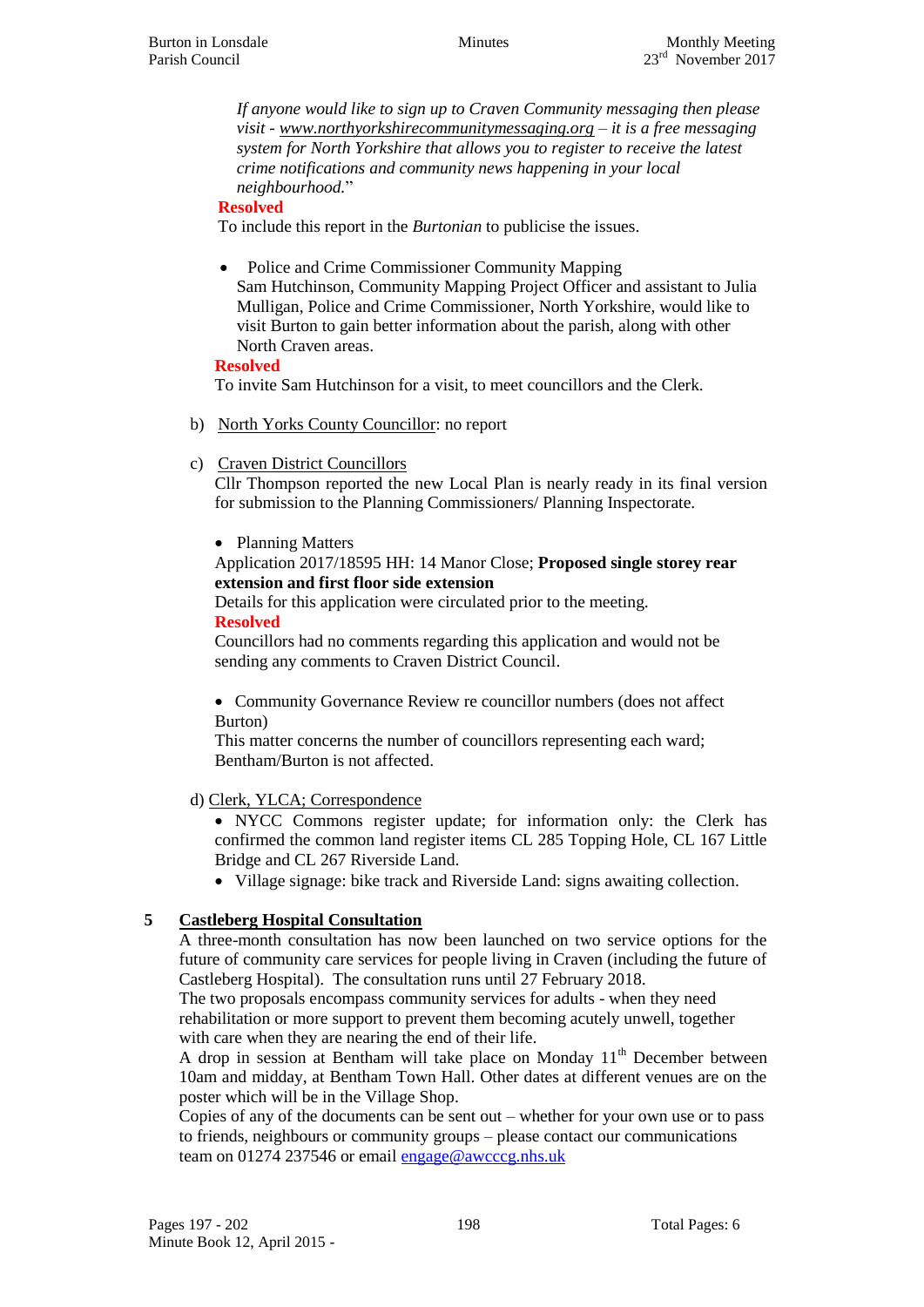*If anyone would like to sign up to Craven Community messaging then please visit - www.northyorkshirecommunitymessaging.org – it is a free messaging system for North Yorkshire that allows you to register to receive the latest crime notifications and community news happening in your local neighbourhood.*"

**Resolved**

To include this report in the *Burtonian* to publicise the issues.

- Police and Crime Commissioner Community Mapping

Sam Hutchinson, Community Mapping Project Officer and assistant to Julia Mulligan, Police and Crime Commissioner, North Yorkshire, would like to visit Burton to gain better information about the parish, along with other North Craven areas.

**Resolved**

To invite Sam Hutchinson for a visit, to meet councillors and the Clerk.

b) North Yorks County Councillor: no report

c) Craven District Councillors

Cllr Thompson reported the new Local Plan is nearly ready in its final version for submission to the Planning Commissioners/ Planning Inspectorate.

- Planning Matters

Application 2017/18595 HH: 14 Manor Close; **Proposed single storey rear extension and first floor side extension**

Details for this application were circulated prior to the meeting.

**Resolved**

Councillors had no comments regarding this application and would not be sending any comments to Craven District Council.

- Community Governance Review re councillor numbers (does not affect Burton)

This matter concerns the number of councillors representing each ward; Bentham/Burton is not affected.

d) Clerk, YLCA; Correspondence

- NYCC Commons register update; for information only: the Clerk has confirmed the common land register items CL 285 Topping Hole, CL 167 Little Bridge and CL 267 Riverside Land.
- Village signage: bike track and Riverside Land: signs awaiting collection.

## 5 Castleberg Hospital Consultation

A three-month consultation has now been launched on two service options for the future of community care services for people living in Craven (including the future of Castleberg Hospital). The consultation runs until 27 February 2018.

The two proposals encompass community services for adults - when they need rehabilitation or more support to prevent them becoming acutely unwell, together with care when they are nearing the end of their life.

A drop in session at Bentham will take place on Monday 11th December between 10am and midday, at Bentham Town Hall. Other dates at different venues are on the poster which will be in the Village Shop.

Copies of any of the documents can be sent out – whether for your own use or to pass to friends, neighbours or community groups – please contact our communications team on 01274 237546 or email engage@awcccg.nhs.uk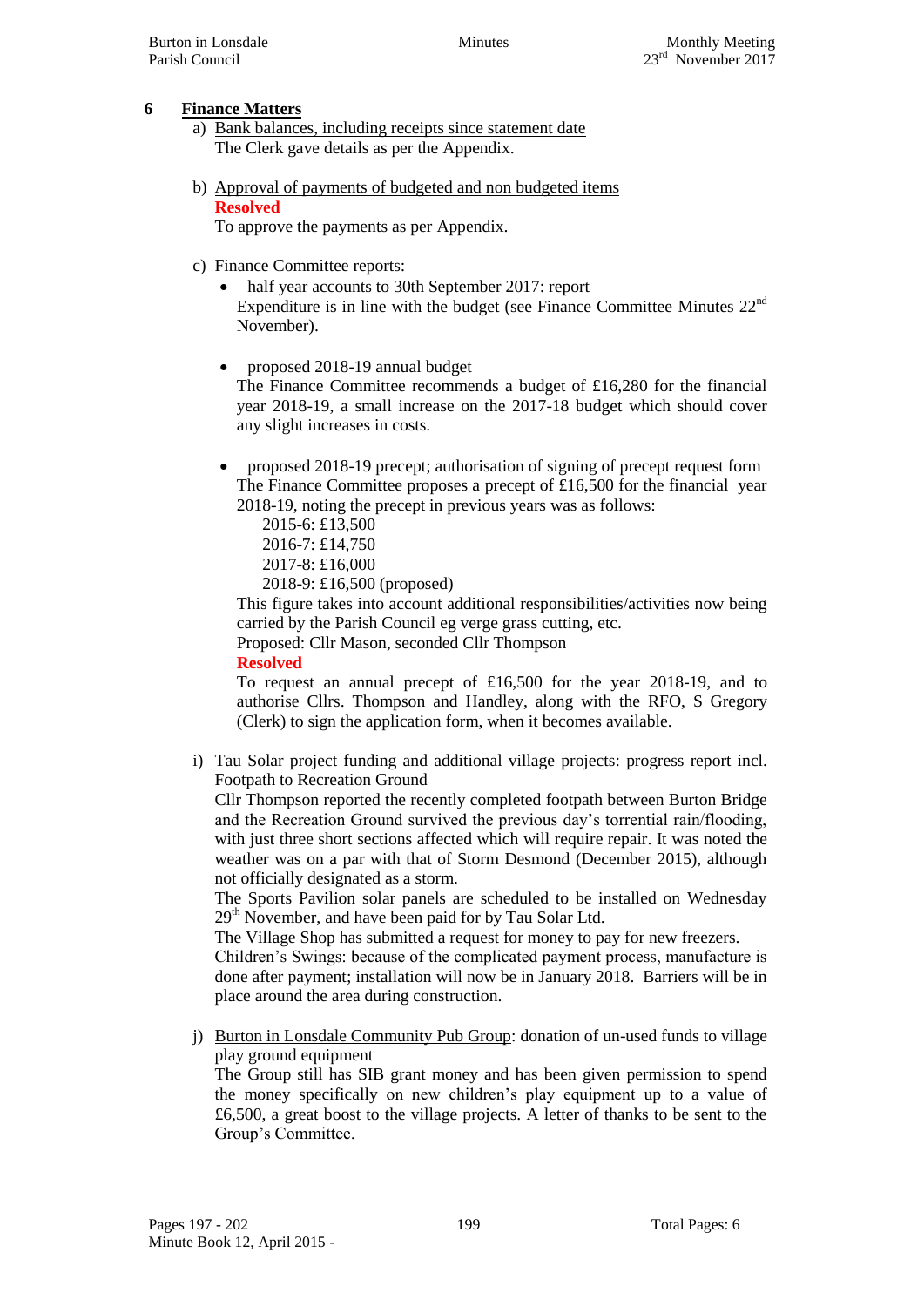## 6 Finance Matters

a) Bank balances, including receipts since statement date

The Clerk gave details as per the Appendix.

b) Approval of payments of budgeted and non budgeted items

**Resolved**

To approve the payments as per Appendix.

c) Finance Committee reports:

- half year accounts to 30th September 2017: report

  Expenditure is in line with the budget (see Finance Committee Minutes 22nd November).

- proposed 2018-19 annual budget

  The Finance Committee recommends a budget of £16,280 for the financial year 2018-19, a small increase on the 2017-18 budget which should cover any slight increases in costs.

- proposed 2018-19 precept; authorisation of signing of precept request form

  The Finance Committee proposes a precept of £16,500 for the financial year 2018-19, noting the precept in previous years was as follows:

  2015-6: £13,500
  2016-7: £14,750
  2017-8: £16,000
  2018-9: £16,500 (proposed)

  This figure takes into account additional responsibilities/activities now being carried by the Parish Council eg verge grass cutting, etc.

  Proposed: Cllr Mason, seconded Cllr Thompson

  **Resolved**

  To request an annual precept of £16,500 for the year 2018-19, and to authorise Cllrs. Thompson and Handley, along with the RFO, S Gregory (Clerk) to sign the application form, when it becomes available.

i) Tau Solar project funding and additional village projects: progress report incl. Footpath to Recreation Ground

Cllr Thompson reported the recently completed footpath between Burton Bridge and the Recreation Ground survived the previous day's torrential rain/flooding, with just three short sections affected which will require repair. It was noted the weather was on a par with that of Storm Desmond (December 2015), although not officially designated as a storm.

The Sports Pavilion solar panels are scheduled to be installed on Wednesday 29th November, and have been paid for by Tau Solar Ltd.

The Village Shop has submitted a request for money to pay for new freezers.

Children's Swings: because of the complicated payment process, manufacture is done after payment; installation will now be in January 2018. Barriers will be in place around the area during construction.

j) Burton in Lonsdale Community Pub Group: donation of un-used funds to village play ground equipment

The Group still has SIB grant money and has been given permission to spend the money specifically on new children's play equipment up to a value of £6,500, a great boost to the village projects. A letter of thanks to be sent to the Group's Committee.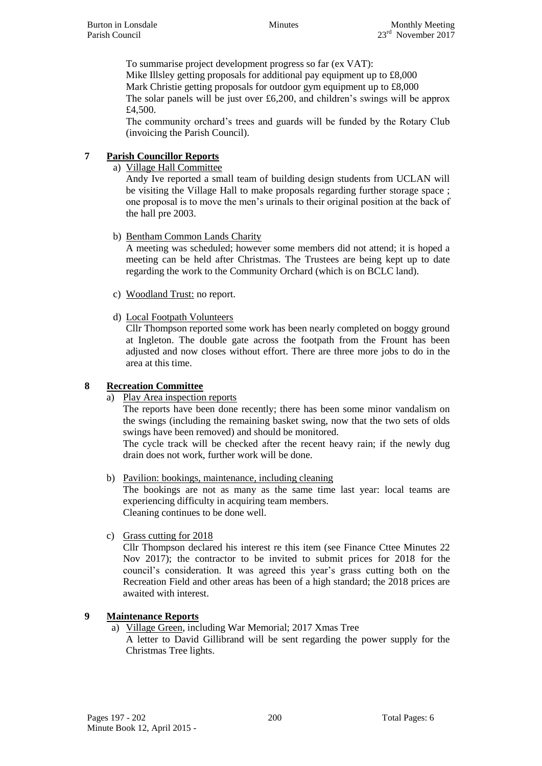To summarise project development progress so far (ex VAT):
Mike Illsley getting proposals for additional pay equipment up to £8,000
Mark Christie getting proposals for outdoor gym equipment up to £8,000
The solar panels will be just over £6,200, and children's swings will be approx £4,500.
The community orchard's trees and guards will be funded by the Rotary Club (invoicing the Parish Council).

## 7 Parish Councillor Reports

a) Village Hall Committee

Andy Ive reported a small team of building design students from UCLAN will be visiting the Village Hall to make proposals regarding further storage space ; one proposal is to move the men's urinals to their original position at the back of the hall pre 2003.

b) Bentham Common Lands Charity

A meeting was scheduled; however some members did not attend; it is hoped a meeting can be held after Christmas. The Trustees are being kept up to date regarding the work to the Community Orchard (which is on BCLC land).

c) Woodland Trust: no report.

d) Local Footpath Volunteers

Cllr Thompson reported some work has been nearly completed on boggy ground at Ingleton. The double gate across the footpath from the Frount has been adjusted and now closes without effort. There are three more jobs to do in the area at this time.

## 8 Recreation Committee

a) Play Area inspection reports

The reports have been done recently; there has been some minor vandalism on the swings (including the remaining basket swing, now that the two sets of olds swings have been removed) and should be monitored.
The cycle track will be checked after the recent heavy rain; if the newly dug drain does not work, further work will be done.

b) Pavilion: bookings, maintenance, including cleaning

The bookings are not as many as the same time last year: local teams are experiencing difficulty in acquiring team members.
Cleaning continues to be done well.

c) Grass cutting for 2018

Cllr Thompson declared his interest re this item (see Finance Cttee Minutes 22 Nov 2017); the contractor to be invited to submit prices for 2018 for the council's consideration. It was agreed this year's grass cutting both on the Recreation Field and other areas has been of a high standard; the 2018 prices are awaited with interest.

## 9 Maintenance Reports

a) Village Green, including War Memorial; 2017 Xmas Tree

A letter to David Gillibrand will be sent regarding the power supply for the Christmas Tree lights.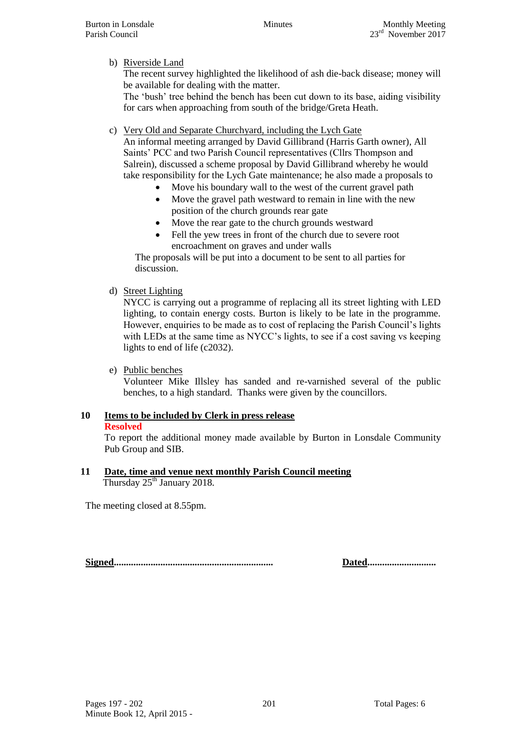b) Riverside Land

The recent survey highlighted the likelihood of ash die-back disease; money will be available for dealing with the matter.

The 'bush' tree behind the bench has been cut down to its base, aiding visibility for cars when approaching from south of the bridge/Greta Heath.

c) Very Old and Separate Churchyard, including the Lych Gate

An informal meeting arranged by David Gillibrand (Harris Garth owner), All Saints' PCC and two Parish Council representatives (Cllrs Thompson and Salrein), discussed a scheme proposal by David Gillibrand whereby he would take responsibility for the Lych Gate maintenance; he also made a proposals to

- Move his boundary wall to the west of the current gravel path
- Move the gravel path westward to remain in line with the new position of the church grounds rear gate
- Move the rear gate to the church grounds westward
- Fell the yew trees in front of the church due to severe root encroachment on graves and under walls

The proposals will be put into a document to be sent to all parties for discussion.

d) Street Lighting

NYCC is carrying out a programme of replacing all its street lighting with LED lighting, to contain energy costs. Burton is likely to be late in the programme. However, enquiries to be made as to cost of replacing the Parish Council's lights with LEDs at the same time as NYCC's lights, to see if a cost saving vs keeping lights to end of life (c2032).

e) Public benches

Volunteer Mike Illsley has sanded and re-varnished several of the public benches, to a high standard. Thanks were given by the councillors.

## 10 Items to be included by Clerk in press release

**Resolved**

To report the additional money made available by Burton in Lonsdale Community Pub Group and SIB.

## 11 Date, time and venue next monthly Parish Council meeting

Thursday 25th January 2018.

The meeting closed at 8.55pm.

**Signed**................................................................ **Dated**............................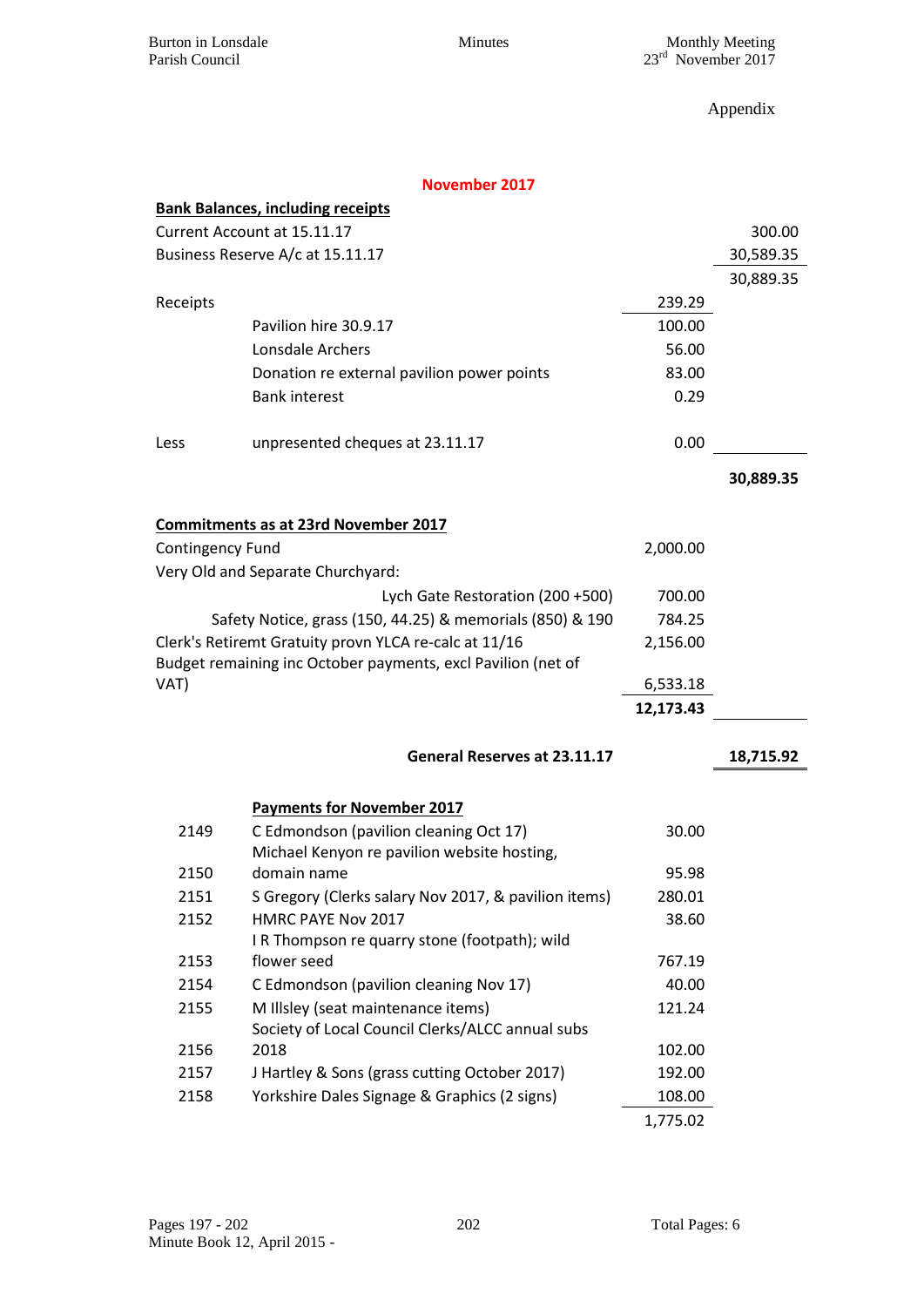Appendix

## November 2017

**Bank Balances, including receipts**

| | | | |
|---|---|---|---|
| Current Account at 15.11.17 | | | 300.00 |
| Business Reserve A/c at 15.11.17 | | | 30,589.35 |
| | | | 30,889.35 |
| Receipts | | 239.29 | |
| | Pavilion hire 30.9.17 | 100.00 | |
| | Lonsdale Archers | 56.00 | |
| | Donation re external pavilion power points | 83.00 | |
| | Bank interest | 0.29 | |
| Less | unpresented cheques at 23.11.17 | 0.00 | |
| | | | **30,889.35** |

**Commitments as at 23rd November 2017**

| | | |
|---|---|---|
| Contingency Fund | 2,000.00 | |
| Very Old and Separate Churchyard: | | |
| Lych Gate Restoration (200 +500) | 700.00 | |
| Safety Notice, grass (150, 44.25) & memorials (850) & 190 | 784.25 | |
| Clerk's Retiremt Gratuity provn YLCA re-calc at 11/16 | 2,156.00 | |
| Budget remaining inc October payments, excl Pavilion (net of VAT) | 6,533.18 | |
| | **12,173.43** | |
| **General Reserves at 23.11.17** | | **18,715.92** |

**Payments for November 2017**

| | | |
|---|---|---|
| 2149 | C Edmondson (pavilion cleaning Oct 17) | 30.00 |
| 2150 | Michael Kenyon re pavilion website hosting, domain name | 95.98 |
| 2151 | S Gregory (Clerks salary Nov 2017, & pavilion items) | 280.01 |
| 2152 | HMRC PAYE Nov 2017 | 38.60 |
| 2153 | I R Thompson re quarry stone (footpath); wild flower seed | 767.19 |
| 2154 | C Edmondson (pavilion cleaning Nov 17) | 40.00 |
| 2155 | M Illsley (seat maintenance items) | 121.24 |
| 2156 | Society of Local Council Clerks/ALCC annual subs 2018 | 102.00 |
| 2157 | J Hartley & Sons (grass cutting October 2017) | 192.00 |
| 2158 | Yorkshire Dales Signage & Graphics (2 signs) | 108.00 |
| | | 1,775.02 |